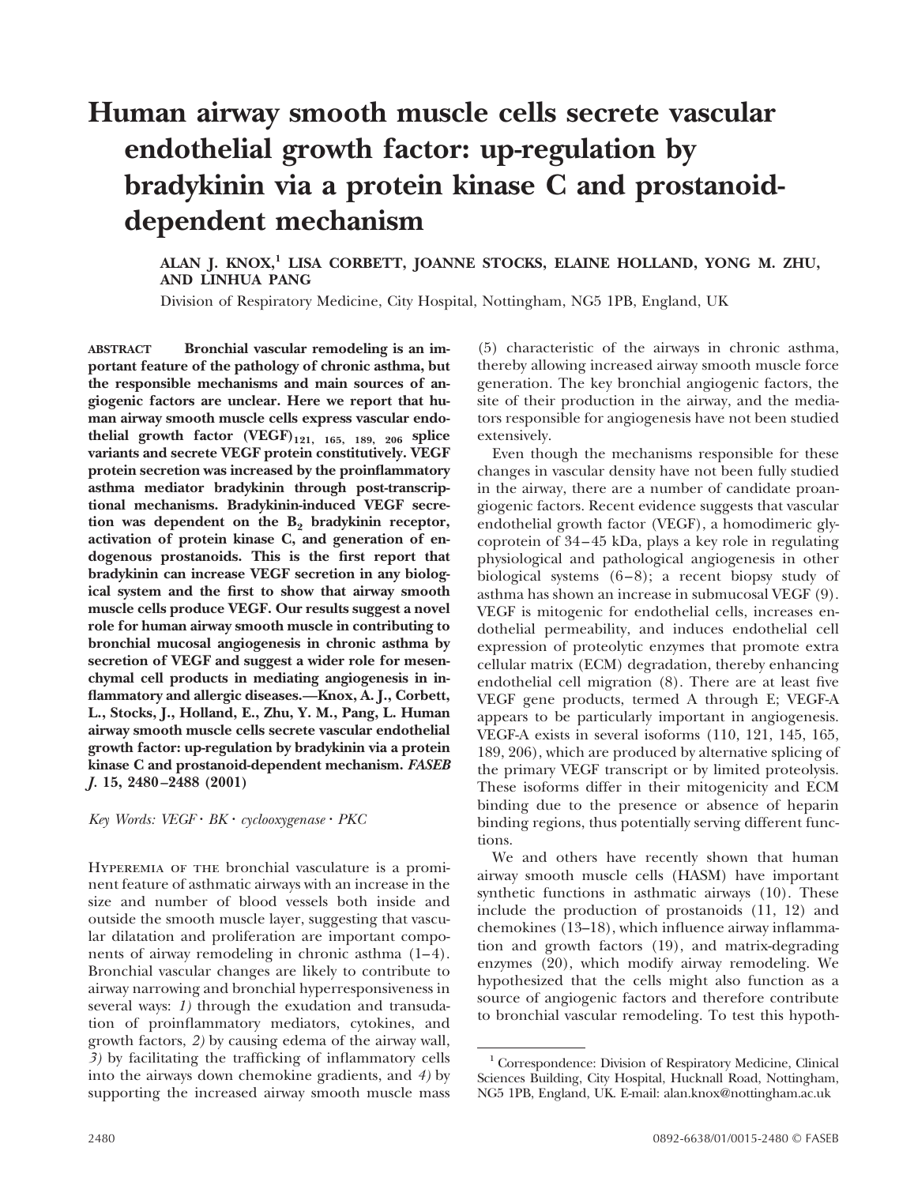# Human airway smooth muscle cells secrete vascular endothelial growth factor: up-regulation by bradykinin via a protein kinase C and prostanoid-dependent mechanism

**ALAN J. KNOX,[1] LISA CORBETT, JOANNE STOCKS, ELAINE HOLLAND, YONG M. ZHU, AND LINHUA PANG**

Division of Respiratory Medicine, City Hospital, Nottingham, NG5 1PB, England, UK

**ABSTRACT** **Bronchial vascular remodeling is an important feature of the pathology of chronic asthma, but the responsible mechanisms and main sources of angiogenic factors are unclear. Here we report that human airway smooth muscle cells express vascular endothelial growth factor (VEGF)$_{121,\ 165,\ 189,\ 206}$ splice variants and secrete VEGF protein constitutively. VEGF protein secretion was increased by the proinflammatory asthma mediator bradykinin through post-transcriptional mechanisms. Bradykinin-induced VEGF secretion was dependent on the $B_2$ bradykinin receptor, activation of protein kinase C, and generation of endogenous prostanoids. This is the first report that bradykinin can increase VEGF secretion in any biological system and the first to show that airway smooth muscle cells produce VEGF. Our results suggest a novel role for human airway smooth muscle in contributing to bronchial mucosal angiogenesis in chronic asthma by secretion of VEGF and suggest a wider role for mesenchymal cell products in mediating angiogenesis in inflammatory and allergic diseases.—Knox, A. J., Corbett, L., Stocks, J., Holland, E., Zhu, Y. M., Pang, L. Human airway smooth muscle cells secrete vascular endothelial growth factor: up-regulation by bradykinin via a protein kinase C and prostanoid-dependent mechanism. *FASEB J.* 15, 2480–2488 (2001)**

*Key Words: VEGF · BK · cyclooxygenase · PKC*

Hyperemia of the bronchial vasculature is a prominent feature of asthmatic airways with an increase in the size and number of blood vessels both inside and outside the smooth muscle layer, suggesting that vascular dilatation and proliferation are important components of airway remodeling in chronic asthma (1–4). Bronchial vascular changes are likely to contribute to airway narrowing and bronchial hyperresponsiveness in several ways: *1)* through the exudation and transudation of proinflammatory mediators, cytokines, and growth factors, *2)* by causing edema of the airway wall, *3)* by facilitating the trafficking of inflammatory cells into the airways down chemokine gradients, and *4)* by supporting the increased airway smooth muscle mass (5) characteristic of the airways in chronic asthma, thereby allowing increased airway smooth muscle force generation. The key bronchial angiogenic factors, the site of their production in the airway, and the mediators responsible for angiogenesis have not been studied extensively.

Even though the mechanisms responsible for these changes in vascular density have not been fully studied in the airway, there are a number of candidate proangiogenic factors. Recent evidence suggests that vascular endothelial growth factor (VEGF), a homodimeric glycoprotein of 34–45 kDa, plays a key role in regulating physiological and pathological angiogenesis in other biological systems (6–8); a recent biopsy study of asthma has shown an increase in submucosal VEGF (9). VEGF is mitogenic for endothelial cells, increases endothelial permeability, and induces endothelial cell expression of proteolytic enzymes that promote extra cellular matrix (ECM) degradation, thereby enhancing endothelial cell migration (8). There are at least five VEGF gene products, termed A through E; VEGF-A appears to be particularly important in angiogenesis. VEGF-A exists in several isoforms (110, 121, 145, 165, 189, 206), which are produced by alternative splicing of the primary VEGF transcript or by limited proteolysis. These isoforms differ in their mitogenicity and ECM binding due to the presence or absence of heparin binding regions, thus potentially serving different functions.

We and others have recently shown that human airway smooth muscle cells (HASM) have important synthetic functions in asthmatic airways (10). These include the production of prostanoids (11, 12) and chemokines (13–18), which influence airway inflammation and growth factors (19), and matrix-degrading enzymes (20), which modify airway remodeling. We hypothesized that the cells might also function as a source of angiogenic factors and therefore contribute to bronchial vascular remodeling. To test this hypoth-

[1] Correspondence: Division of Respiratory Medicine, Clinical Sciences Building, City Hospital, Hucknall Road, Nottingham, NG5 1PB, England, UK. E-mail: alan.knox@nottingham.ac.uk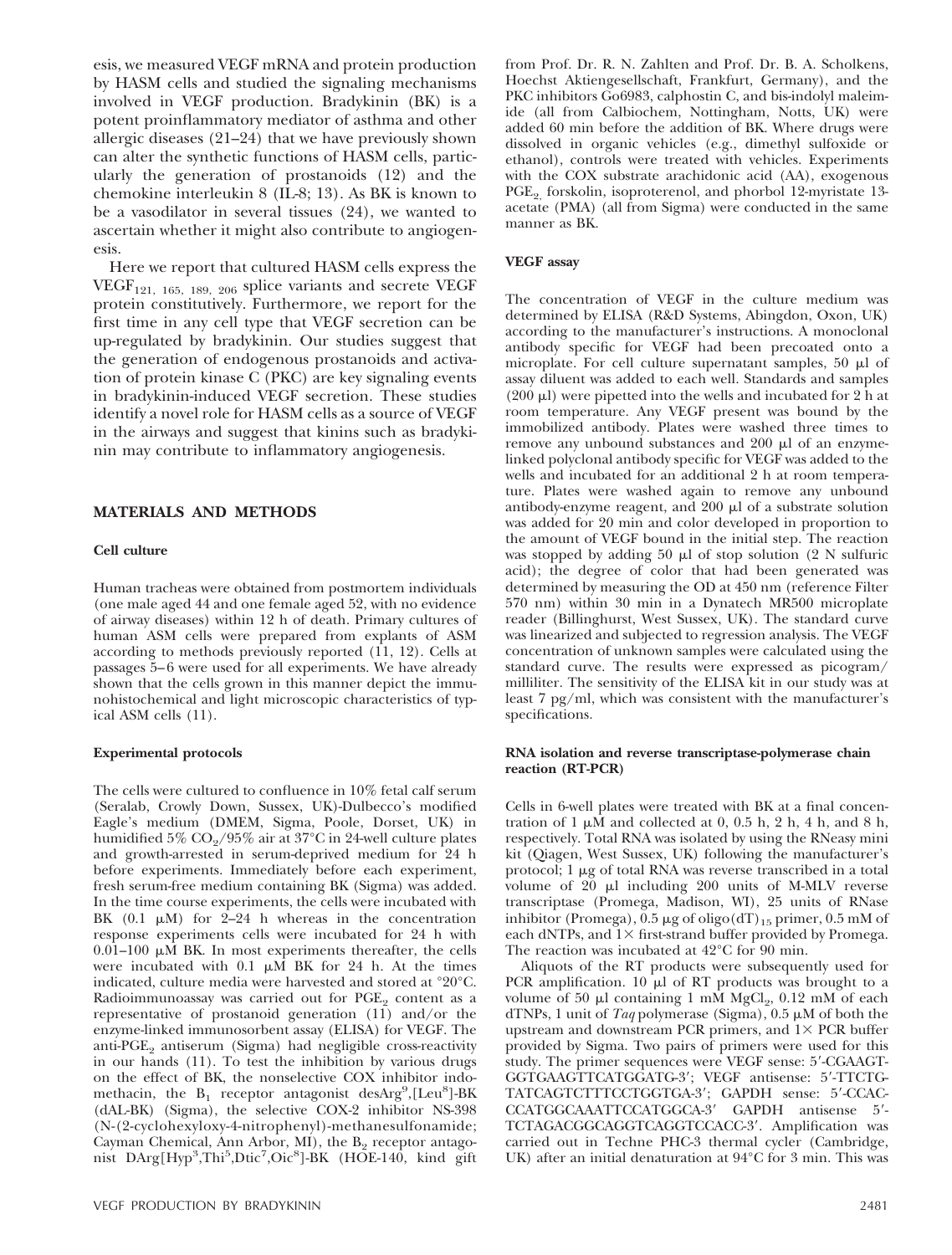esis, we measured VEGF mRNA and protein production by HASM cells and studied the signaling mechanisms involved in VEGF production. Bradykinin (BK) is a potent proinflammatory mediator of asthma and other allergic diseases (21–24) that we have previously shown can alter the synthetic functions of HASM cells, particularly the generation of prostanoids (12) and the chemokine interleukin 8 (IL-8; 13). As BK is known to be a vasodilator in several tissues (24), we wanted to ascertain whether it might also contribute to angiogenesis.

Here we report that cultured HASM cells express the $VEGF_{121,\ 165,\ 189,\ 206}$ splice variants and secrete VEGF protein constitutively. Furthermore, we report for the first time in any cell type that VEGF secretion can be up-regulated by bradykinin. Our studies suggest that the generation of endogenous prostanoids and activation of protein kinase C (PKC) are key signaling events in bradykinin-induced VEGF secretion. These studies identify a novel role for HASM cells as a source of VEGF in the airways and suggest that kinins such as bradykinin may contribute to inflammatory angiogenesis.

## MATERIALS AND METHODS

### Cell culture

Human tracheas were obtained from postmortem individuals (one male aged 44 and one female aged 52, with no evidence of airway diseases) within 12 h of death. Primary cultures of human ASM cells were prepared from explants of ASM according to methods previously reported (11, 12). Cells at passages 5–6 were used for all experiments. We have already shown that the cells grown in this manner depict the immunohistochemical and light microscopic characteristics of typical ASM cells (11).

### Experimental protocols

The cells were cultured to confluence in 10% fetal calf serum (Seralab, Crowly Down, Sussex, UK)-Dulbecco's modified Eagle's medium (DMEM, Sigma, Poole, Dorset, UK) in humidified 5% $CO_2$/95% air at 37°C in 24-well culture plates and growth-arrested in serum-deprived medium for 24 h before experiments. Immediately before each experiment, fresh serum-free medium containing BK (Sigma) was added. In the time course experiments, the cells were incubated with BK (0.1 μM) for 2–24 h whereas in the concentration response experiments cells were incubated for 24 h with 0.01–100 μM BK. In most experiments thereafter, the cells were incubated with 0.1 μM BK for 24 h. At the times indicated, culture media were harvested and stored at °20°C. Radioimmunoassay was carried out for $PGE_2$ content as a representative of prostanoid generation (11) and/or the enzyme-linked immunosorbent assay (ELISA) for VEGF. The anti-$PGE_2$ antiserum (Sigma) had negligible cross-reactivity in our hands (11). To test the inhibition by various drugs on the effect of BK, the nonselective COX inhibitor indomethacin, the $B_1$ receptor antagonist desArg[9],[Leu[8]]-BK (dAL-BK) (Sigma), the selective COX-2 inhibitor NS-398 (N-(2-cyclohexyloxy-4-nitrophenyl)-methanesulfonamide; Cayman Chemical, Ann Arbor, MI), the $B_2$ receptor antagonist DArg[Hyp[3],Thi[5],Dtic[7],Oic[8]]-BK (HOE-140, kind gift from Prof. Dr. R. N. Zahlten and Prof. Dr. B. A. Scholkens, Hoechst Aktiengesellschaft, Frankfurt, Germany), and the PKC inhibitors Go6983, calphostin C, and bis-indolyl maleimide (all from Calbiochem, Nottingham, Notts, UK) were added 60 min before the addition of BK. Where drugs were dissolved in organic vehicles (e.g., dimethyl sulfoxide or ethanol), controls were treated with vehicles. Experiments with the COX substrate arachidonic acid (AA), exogenous $PGE_2$, forskolin, isoproterenol, and phorbol 12-myristate 13-acetate (PMA) (all from Sigma) were conducted in the same manner as BK.

### VEGF assay

The concentration of VEGF in the culture medium was determined by ELISA (R&D Systems, Abingdon, Oxon, UK) according to the manufacturer's instructions. A monoclonal antibody specific for VEGF had been precoated onto a microplate. For cell culture supernatant samples, 50 μl of assay diluent was added to each well. Standards and samples (200 μl) were pipetted into the wells and incubated for 2 h at room temperature. Any VEGF present was bound by the immobilized antibody. Plates were washed three times to remove any unbound substances and 200 μl of an enzyme-linked polyclonal antibody specific for VEGF was added to the wells and incubated for an additional 2 h at room temperature. Plates were washed again to remove any unbound antibody-enzyme reagent, and 200 μl of a substrate solution was added for 20 min and color developed in proportion to the amount of VEGF bound in the initial step. The reaction was stopped by adding 50 μl of stop solution (2 N sulfuric acid); the degree of color that had been generated was determined by measuring the OD at 450 nm (reference Filter 570 nm) within 30 min in a Dynatech MR500 microplate reader (Billinghurst, West Sussex, UK). The standard curve was linearized and subjected to regression analysis. The VEGF concentration of unknown samples were calculated using the standard curve. The results were expressed as picogram/milliliter. The sensitivity of the ELISA kit in our study was at least 7 pg/ml, which was consistent with the manufacturer's specifications.

### RNA isolation and reverse transcriptase-polymerase chain reaction (RT-PCR)

Cells in 6-well plates were treated with BK at a final concentration of 1 μM and collected at 0, 0.5 h, 2 h, 4 h, and 8 h, respectively. Total RNA was isolated by using the RNeasy mini kit (Qiagen, West Sussex, UK) following the manufacturer's protocol; 1 μg of total RNA was reverse transcribed in a total volume of 20 μl including 200 units of M-MLV reverse transcriptase (Promega, Madison, WI), 25 units of RNase inhibitor (Promega), 0.5 μg of oligo$(dT)_{15}$ primer, 0.5 mM of each dNTPs, and 1× first-strand buffer provided by Promega. The reaction was incubated at 42°C for 90 min.

Aliquots of the RT products were subsequently used for PCR amplification. 10 μl of RT products was brought to a volume of 50 μl containing 1 mM $MgCl_2$, 0.12 mM of each dTNPs, 1 unit of *Taq* polymerase (Sigma), 0.5 μM of both the upstream and downstream PCR primers, and 1× PCR buffer provided by Sigma. Two pairs of primers were used for this study. The primer sequences were VEGF sense: 5′-CGAAGTGGTGAAGTTCATGGATG-3′; VEGF antisense: 5′-TTCTGTATCAGTCTTTCCTGGTGA-3′; GAPDH sense: 5′-CCACCCATGGCAAATTCCATGGCA-3′ GAPDH antisense 5′-TCTAGACGGCAGGTCAGGTCCACC-3′. Amplification was carried out in Techne PHC-3 thermal cycler (Cambridge, UK) after an initial denaturation at 94°C for 3 min. This was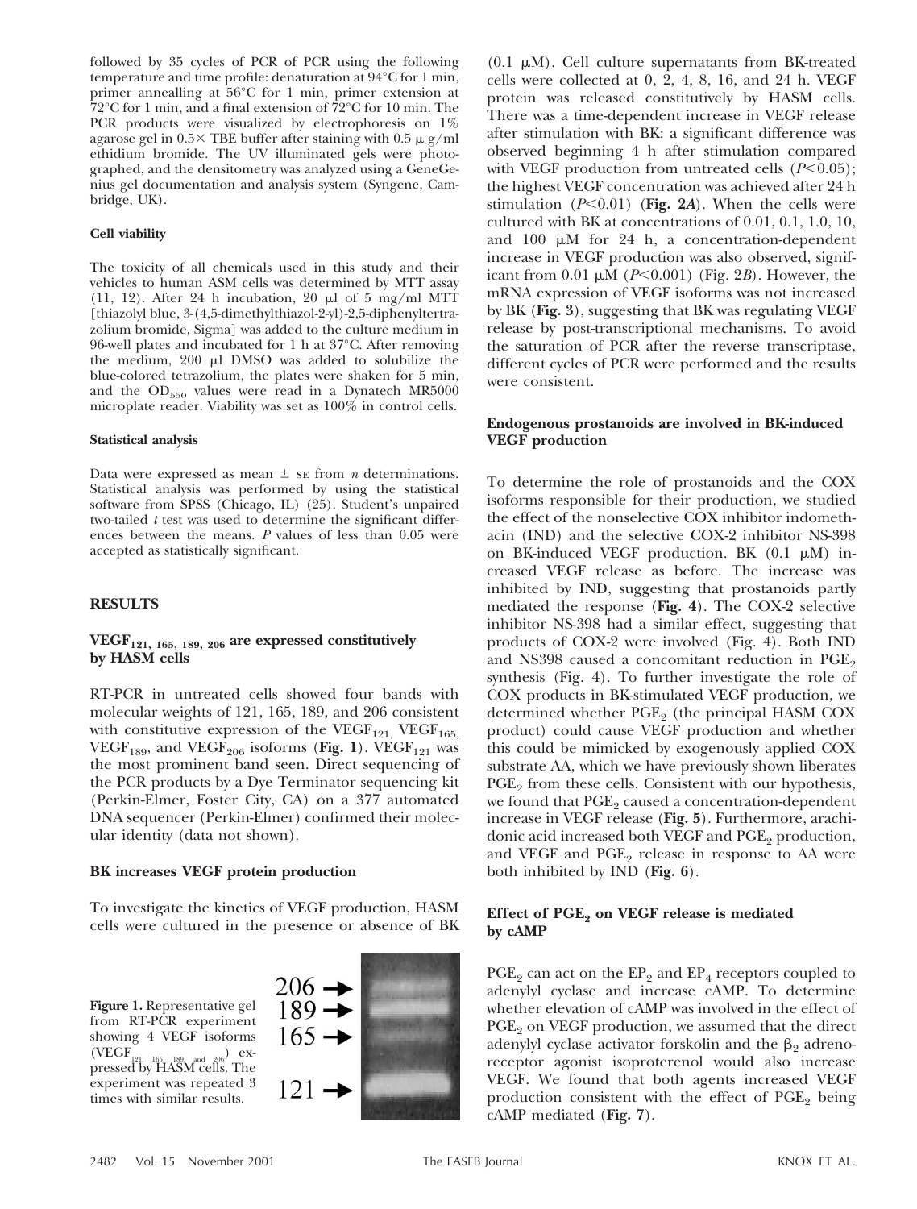followed by 35 cycles of PCR of PCR using the following temperature and time profile: denaturation at 94°C for 1 min, primer annealling at 56°C for 1 min, primer extension at 72°C for 1 min, and a final extension of 72°C for 10 min. The PCR products were visualized by electrophoresis on 1% agarose gel in 0.5× TBE buffer after staining with 0.5 μ g/ml ethidium bromide. The UV illuminated gels were photographed, and the densitometry was analyzed using a GeneGenius gel documentation and analysis system (Syngene, Cambridge, UK).

#### Cell viability

The toxicity of all chemicals used in this study and their vehicles to human ASM cells was determined by MTT assay (11, 12). After 24 h incubation, 20 μl of 5 mg/ml MTT [thiazolyl blue, 3-(4,5-dimethylthiazol-2-yl)-2,5-diphenyltertrazolium bromide, Sigma] was added to the culture medium in 96-well plates and incubated for 1 h at 37°C. After removing the medium, 200 μl DMSO was added to solubilize the blue-colored tetrazolium, the plates were shaken for 5 min, and the $OD_{550}$ values were read in a Dynatech MR5000 microplate reader. Viability was set as 100% in control cells.

#### Statistical analysis

Data were expressed as mean ± SE from *n* determinations. Statistical analysis was performed by using the statistical software from SPSS (Chicago, IL) (25). Student's unpaired two-tailed *t* test was used to determine the significant differences between the means. *P* values of less than 0.05 were accepted as statistically significant.

## RESULTS

### $VEGF_{121, 165, 189, 206}$ are expressed constitutively by HASM cells

RT-PCR in untreated cells showed four bands with molecular weights of 121, 165, 189, and 206 consistent with constitutive expression of the $VEGF_{121}$, $VEGF_{165}$, $VEGF_{189}$, and $VEGF_{206}$ isoforms (**Fig. 1**). $VEGF_{121}$ was the most prominent band seen. Direct sequencing of the PCR products by a Dye Terminator sequencing kit (Perkin-Elmer, Foster City, CA) on a 377 automated DNA sequencer (Perkin-Elmer) confirmed their molecular identity (data not shown).

### BK increases VEGF protein production

To investigate the kinetics of VEGF production, HASM cells were cultured in the presence or absence of BK

**Figure 1.** Representative gel from RT-PCR experiment showing 4 VEGF isoforms ($VEGF_{121, 165, 189, and 206}$) expressed by HASM cells. The experiment was repeated 3 times with similar results.

(0.1 μM). Cell culture supernatants from BK-treated cells were collected at 0, 2, 4, 8, 16, and 24 h. VEGF protein was released constitutively by HASM cells. There was a time-dependent increase in VEGF release after stimulation with BK: a significant difference was observed beginning 4 h after stimulation compared with VEGF production from untreated cells ($P<0.05$); the highest VEGF concentration was achieved after 24 h stimulation ($P<0.01$) (**Fig. 2*A***). When the cells were cultured with BK at concentrations of 0.01, 0.1, 1.0, 10, and 100 μM for 24 h, a concentration-dependent increase in VEGF production was also observed, significant from 0.01 μM ($P<0.001$) (Fig. 2*B*). However, the mRNA expression of VEGF isoforms was not increased by BK (**Fig. 3**), suggesting that BK was regulating VEGF release by post-transcriptional mechanisms. To avoid the saturation of PCR after the reverse transcriptase, different cycles of PCR were performed and the results were consistent.

### Endogenous prostanoids are involved in BK-induced VEGF production

To determine the role of prostanoids and the COX isoforms responsible for their production, we studied the effect of the nonselective COX inhibitor indomethacin (IND) and the selective COX-2 inhibitor NS-398 on BK-induced VEGF production. BK (0.1 μM) increased VEGF release as before. The increase was inhibited by IND, suggesting that prostanoids partly mediated the response (**Fig. 4**). The COX-2 selective inhibitor NS-398 had a similar effect, suggesting that products of COX-2 were involved (Fig. 4). Both IND and NS398 caused a concomitant reduction in $PGE_2$ synthesis (Fig. 4). To further investigate the role of COX products in BK-stimulated VEGF production, we determined whether $PGE_2$ (the principal HASM COX product) could cause VEGF production and whether this could be mimicked by exogenously applied COX substrate AA, which we have previously shown liberates $PGE_2$ from these cells. Consistent with our hypothesis, we found that $PGE_2$ caused a concentration-dependent increase in VEGF release (**Fig. 5**). Furthermore, arachidonic acid increased both VEGF and $PGE_2$ production, and VEGF and $PGE_2$ release in response to AA were both inhibited by IND (**Fig. 6**).

### Effect of $PGE_2$ on VEGF release is mediated by cAMP

$PGE_2$ can act on the $EP_2$ and $EP_4$ receptors coupled to adenylyl cyclase and increase cAMP. To determine whether elevation of cAMP was involved in the effect of $PGE_2$ on VEGF production, we assumed that the direct adenylyl cyclase activator forskolin and the $\beta_2$ adrenoreceptor agonist isoproterenol would also increase VEGF. We found that both agents increased VEGF production consistent with the effect of $PGE_2$ being cAMP mediated (**Fig. 7**).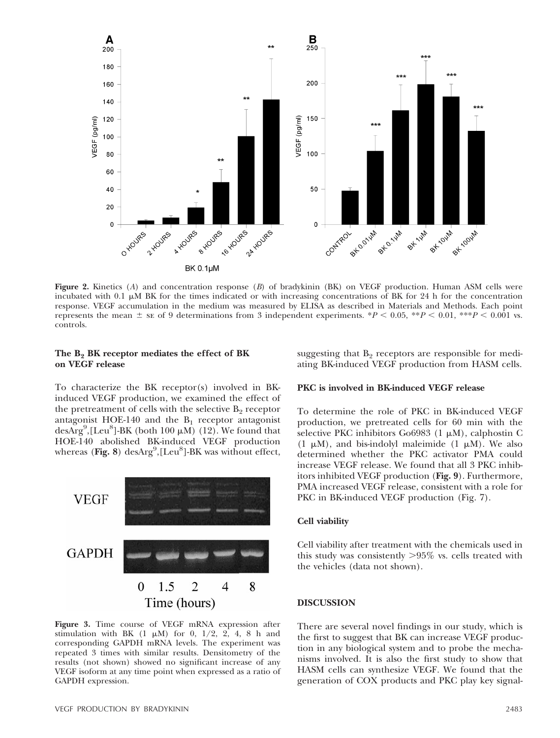**Figure 2.** Kinetics (*A*) and concentration response (*B*) of bradykinin (BK) on VEGF production. Human ASM cells were incubated with 0.1 μM BK for the times indicated or with increasing concentrations of BK for 24 h for the concentration response. VEGF accumulation in the medium was measured by ELISA as described in Materials and Methods. Each point represents the mean ± SE of 9 determinations from 3 independent experiments. $^{*}P < 0.05$, $^{**}P < 0.01$, $^{***}P < 0.001$ vs. controls.

### The $B_2$ BK receptor mediates the effect of BK on VEGF release

To characterize the BK receptor(s) involved in BK-induced VEGF production, we examined the effect of the pretreatment of cells with the selective $B_2$ receptor antagonist HOE-140 and the $B_1$ receptor antagonist desArg[9],[Leu[8]]-BK (both 100 μM) (12). We found that HOE-140 abolished BK-induced VEGF production whereas (**Fig. 8**) desArg[9],[Leu[8]]-BK was without effect, suggesting that $B_2$ receptors are responsible for mediating BK-induced VEGF production from HASM cells.

**Figure 3.** Time course of VEGF mRNA expression after stimulation with BK (1 μM) for 0, 1/2, 2, 4, 8 h and corresponding GAPDH mRNA levels. The experiment was repeated 3 times with similar results. Densitometry of the results (not shown) showed no significant increase of any VEGF isoform at any time point when expressed as a ratio of GAPDH expression.

### PKC is involved in BK-induced VEGF release

To determine the role of PKC in BK-induced VEGF production, we pretreated cells for 60 min with the selective PKC inhibitors Go6983 (1 μM), calphostin C (1 μM), and bis-indolyl maleimide (1 μM). We also determined whether the PKC activator PMA could increase VEGF release. We found that all 3 PKC inhibitors inhibited VEGF production (**Fig. 9**). Furthermore, PMA increased VEGF release, consistent with a role for PKC in BK-induced VEGF production (Fig. 7).

### Cell viability

Cell viability after treatment with the chemicals used in this study was consistently >95% vs. cells treated with the vehicles (data not shown).

## DISCUSSION

There are several novel findings in our study, which is the first to suggest that BK can increase VEGF production in any biological system and to probe the mechanisms involved. It is also the first study to show that HASM cells can synthesize VEGF. We found that the generation of COX products and PKC play key signal-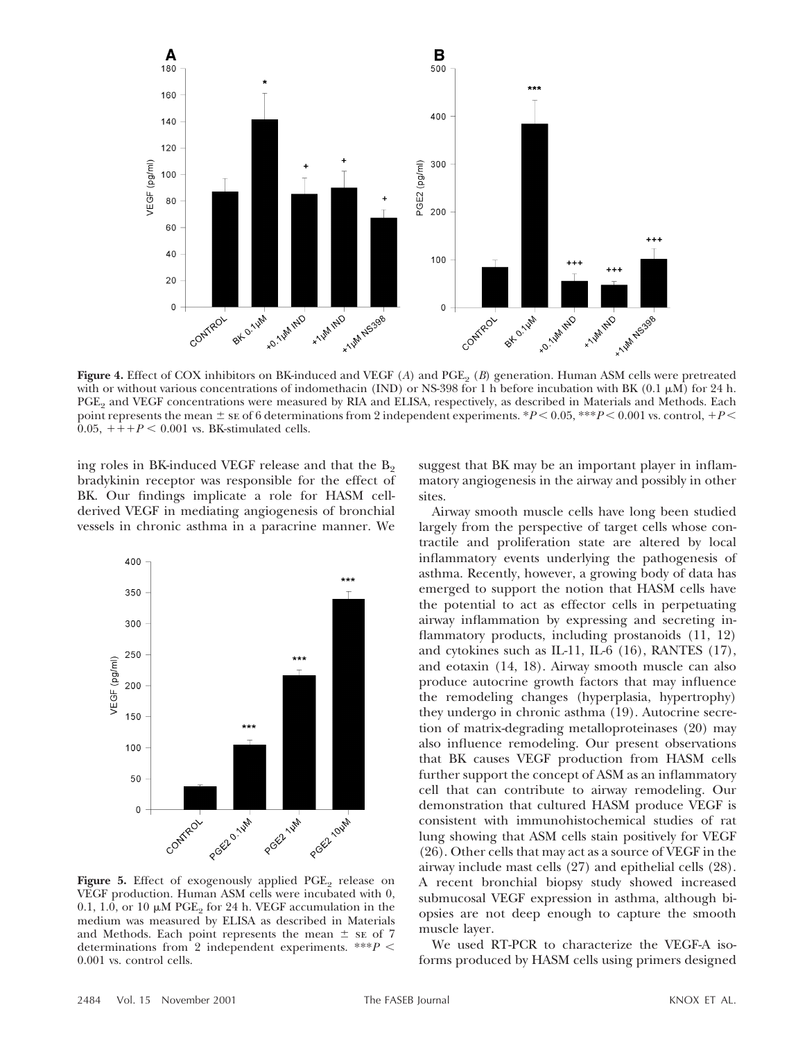**Figure 4.** Effect of COX inhibitors on BK-induced and VEGF (*A*) and $PGE_2$ (*B*) generation. Human ASM cells were pretreated with or without various concentrations of indomethacin (IND) or NS-398 for 1 h before incubation with BK (0.1 μM) for 24 h. $PGE_2$ and VEGF concentrations were measured by RIA and ELISA, respectively, as described in Materials and Methods. Each point represents the mean ± SE of 6 determinations from 2 independent experiments. $*P < 0.05$, $***P < 0.001$ vs. control, $+P < 0.05$, $+++P < 0.001$ vs. BK-stimulated cells.

ing roles in BK-induced VEGF release and that the $B_2$ bradykinin receptor was responsible for the effect of BK. Our findings implicate a role for HASM cell-derived VEGF in mediating angiogenesis of bronchial vessels in chronic asthma in a paracrine manner. We suggest that BK may be an important player in inflammatory angiogenesis in the airway and possibly in other sites.

**Figure 5.** Effect of exogenously applied $PGE_2$ release on VEGF production. Human ASM cells were incubated with 0, 0.1, 1.0, or 10 μM $PGE_2$ for 24 h. VEGF accumulation in the medium was measured by ELISA as described in Materials and Methods. Each point represents the mean ± SE of 7 determinations from 2 independent experiments. $***P < 0.001$ vs. control cells.

Airway smooth muscle cells have long been studied largely from the perspective of target cells whose contractile and proliferation state are altered by local inflammatory events underlying the pathogenesis of asthma. Recently, however, a growing body of data has emerged to support the notion that HASM cells have the potential to act as effector cells in perpetuating airway inflammation by expressing and secreting inflammatory products, including prostanoids (11, 12) and cytokines such as IL-11, IL-6 (16), RANTES (17), and eotaxin (14, 18). Airway smooth muscle can also produce autocrine growth factors that may influence the remodeling changes (hyperplasia, hypertrophy) they undergo in chronic asthma (19). Autocrine secretion of matrix-degrading metalloproteinases (20) may also influence remodeling. Our present observations that BK causes VEGF production from HASM cells further support the concept of ASM as an inflammatory cell that can contribute to airway remodeling. Our demonstration that cultured HASM produce VEGF is consistent with immunohistochemical studies of rat lung showing that ASM cells stain positively for VEGF (26). Other cells that may act as a source of VEGF in the airway include mast cells (27) and epithelial cells (28). A recent bronchial biopsy study showed increased submucosal VEGF expression in asthma, although biopsies are not deep enough to capture the smooth muscle layer.

We used RT-PCR to characterize the VEGF-A isoforms produced by HASM cells using primers designed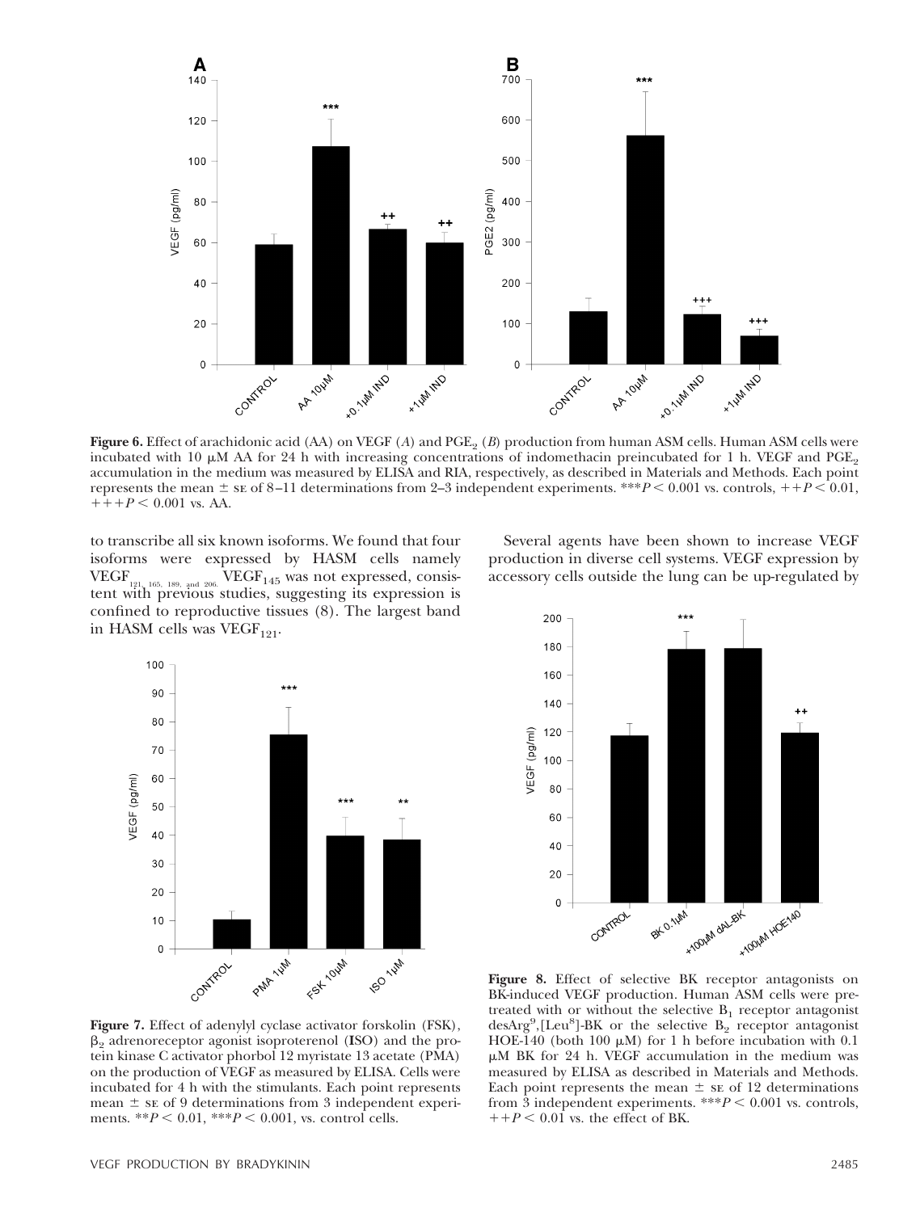**Figure 6.** Effect of arachidonic acid (AA) on VEGF (*A*) and $PGE_2$ (*B*) production from human ASM cells. Human ASM cells were incubated with 10 μM AA for 24 h with increasing concentrations of indomethacin preincubated for 1 h. VEGF and $PGE_2$ accumulation in the medium was measured by ELISA and RIA, respectively, as described in Materials and Methods. Each point represents the mean ± SE of 8–11 determinations from 2–3 independent experiments. \*\*\*$P < 0.001$ vs. controls, ++$P < 0.01$, +++$P < 0.001$ vs. AA.

to transcribe all six known isoforms. We found that four isoforms were expressed by HASM cells namely $VEGF_{121, 165, 189, and 206}$. $VEGF_{145}$ was not expressed, consistent with previous studies, suggesting its expression is confined to reproductive tissues (8). The largest band in HASM cells was $VEGF_{121}$.

**Figure 7.** Effect of adenylyl cyclase activator forskolin (FSK), $\beta_2$ adrenoreceptor agonist isoproterenol (**I**SO) and the protein kinase C activator phorbol 12 myristate 13 acetate (PMA) on the production of VEGF as measured by ELISA. Cells were incubated for 4 h with the stimulants. Each point represents mean ± SE of 9 determinations from 3 independent experiments. \*\*$P < 0.01$, \*\*\*$P < 0.001$, vs. control cells.

Several agents have been shown to increase VEGF production in diverse cell systems. VEGF expression by accessory cells outside the lung can be up-regulated by

**Figure 8.** Effect of selective BK receptor antagonists on BK-induced VEGF production. Human ASM cells were pretreated with or without the selective $B_1$ receptor antagonist desArg[9],[Leu[8]]-BK or the selective $B_2$ receptor antagonist HOE-140 (both 100 μM) for 1 h before incubation with 0.1 μM BK for 24 h. VEGF accumulation in the medium was measured by ELISA as described in Materials and Methods. Each point represents the mean ± SE of 12 determinations from 3 independent experiments. \*\*\*$P < 0.001$ vs. controls, ++$P < 0.01$ vs. the effect of BK.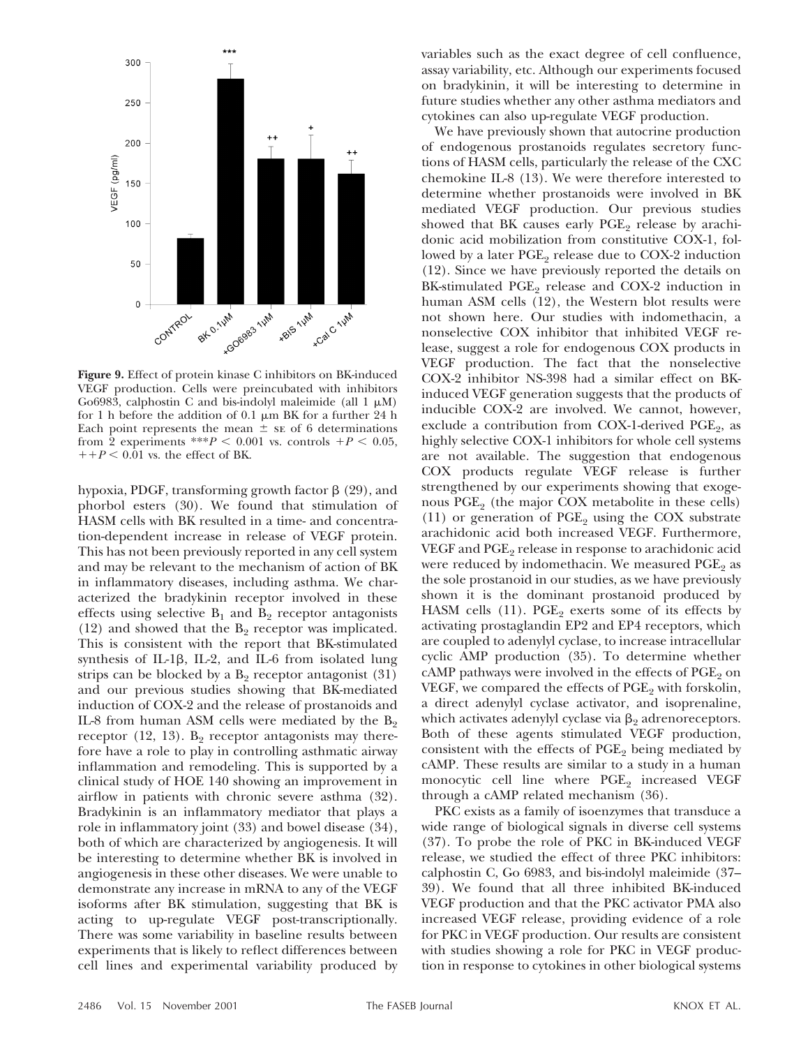**Figure 9.** Effect of protein kinase C inhibitors on BK-induced VEGF production. Cells were preincubated with inhibitors Go6983, calphostin C and bis-indolyl maleimide (all 1 μM) for 1 h before the addition of 0.1 μm BK for a further 24 h Each point represents the mean ± SE of 6 determinations from 2 experiments $^{***}P < 0.001$ vs. controls $+P < 0.05$, $++P < 0.01$ vs. the effect of BK.

hypoxia, PDGF, transforming growth factor β (29), and phorbol esters (30). We found that stimulation of HASM cells with BK resulted in a time- and concentration-dependent increase in release of VEGF protein. This has not been previously reported in any cell system and may be relevant to the mechanism of action of BK in inflammatory diseases, including asthma. We characterized the bradykinin receptor involved in these effects using selective $B_1$ and $B_2$ receptor antagonists (12) and showed that the $B_2$ receptor was implicated. This is consistent with the report that BK-stimulated synthesis of IL-1β, IL-2, and IL-6 from isolated lung strips can be blocked by a $B_2$ receptor antagonist (31) and our previous studies showing that BK-mediated induction of COX-2 and the release of prostanoids and IL-8 from human ASM cells were mediated by the $B_2$ receptor (12, 13). $B_2$ receptor antagonists may therefore have a role to play in controlling asthmatic airway inflammation and remodeling. This is supported by a clinical study of HOE 140 showing an improvement in airflow in patients with chronic severe asthma (32). Bradykinin is an inflammatory mediator that plays a role in inflammatory joint (33) and bowel disease (34), both of which are characterized by angiogenesis. It will be interesting to determine whether BK is involved in angiogenesis in these other diseases. We were unable to demonstrate any increase in mRNA to any of the VEGF isoforms after BK stimulation, suggesting that BK is acting to up-regulate VEGF post-transcriptionally. There was some variability in baseline results between experiments that is likely to reflect differences between cell lines and experimental variability produced by variables such as the exact degree of cell confluence, assay variability, etc. Although our experiments focused on bradykinin, it will be interesting to determine in future studies whether any other asthma mediators and cytokines can also up-regulate VEGF production.

We have previously shown that autocrine production of endogenous prostanoids regulates secretory functions of HASM cells, particularly the release of the CXC chemokine IL-8 (13). We were therefore interested to determine whether prostanoids were involved in BK mediated VEGF production. Our previous studies showed that BK causes early $PGE_2$ release by arachidonic acid mobilization from constitutive COX-1, followed by a later $PGE_2$ release due to COX-2 induction (12). Since we have previously reported the details on BK-stimulated $PGE_2$ release and COX-2 induction in human ASM cells (12), the Western blot results were not shown here. Our studies with indomethacin, a nonselective COX inhibitor that inhibited VEGF release, suggest a role for endogenous COX products in VEGF production. The fact that the nonselective COX-2 inhibitor NS-398 had a similar effect on BK-induced VEGF generation suggests that the products of inducible COX-2 are involved. We cannot, however, exclude a contribution from COX-1-derived $PGE_2$, as highly selective COX-1 inhibitors for whole cell systems are not available. The suggestion that endogenous COX products regulate VEGF release is further strengthened by our experiments showing that exogenous $PGE_2$ (the major COX metabolite in these cells) (11) or generation of $PGE_2$ using the COX substrate arachidonic acid both increased VEGF. Furthermore, VEGF and $PGE_2$ release in response to arachidonic acid were reduced by indomethacin. We measured $PGE_2$ as the sole prostanoid in our studies, as we have previously shown it is the dominant prostanoid produced by HASM cells (11). $PGE_2$ exerts some of its effects by activating prostaglandin EP2 and EP4 receptors, which are coupled to adenylyl cyclase, to increase intracellular cyclic AMP production (35). To determine whether cAMP pathways were involved in the effects of $PGE_2$ on VEGF, we compared the effects of $PGE_2$ with forskolin, a direct adenylyl cyclase activator, and isoprenaline, which activates adenylyl cyclase via $\beta_2$ adrenoreceptors. Both of these agents stimulated VEGF production, consistent with the effects of $PGE_2$ being mediated by cAMP. These results are similar to a study in a human monocytic cell line where $PGE_2$ increased VEGF through a cAMP related mechanism (36).

PKC exists as a family of isoenzymes that transduce a wide range of biological signals in diverse cell systems (37). To probe the role of PKC in BK-induced VEGF release, we studied the effect of three PKC inhibitors: calphostin C, Go 6983, and bis-indolyl maleimide (37–39). We found that all three inhibited BK-induced VEGF production and that the PKC activator PMA also increased VEGF release, providing evidence of a role for PKC in VEGF production. Our results are consistent with studies showing a role for PKC in VEGF production in response to cytokines in other biological systems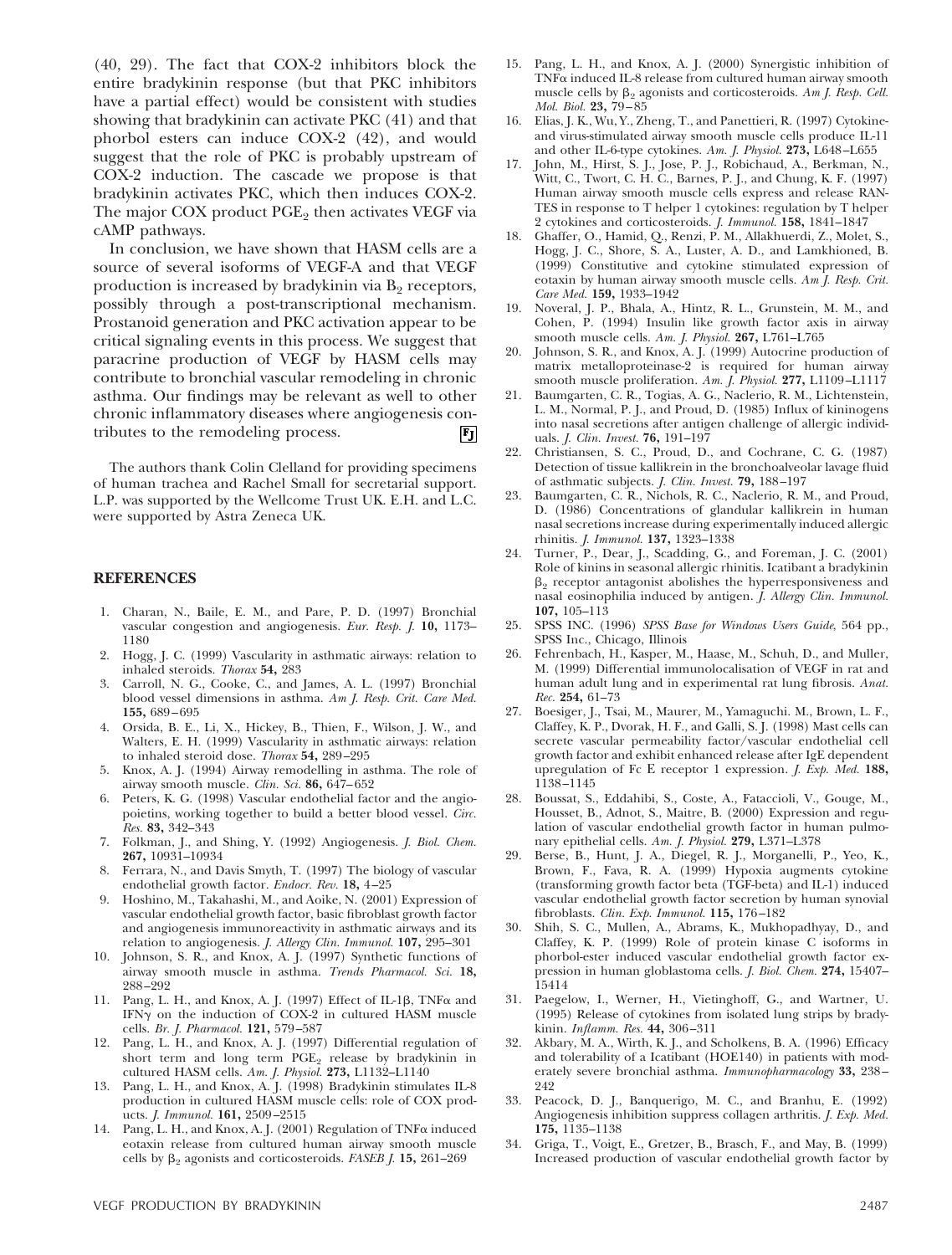(40, 29). The fact that COX-2 inhibitors block the entire bradykinin response (but that PKC inhibitors have a partial effect) would be consistent with studies showing that bradykinin can activate PKC (41) and that phorbol esters can induce COX-2 (42), and would suggest that the role of PKC is probably upstream of COX-2 induction. The cascade we propose is that bradykinin activates PKC, which then induces COX-2. The major COX product $PGE_2$ then activates VEGF via cAMP pathways.

In conclusion, we have shown that HASM cells are a source of several isoforms of VEGF-A and that VEGF production is increased by bradykinin via $B_2$ receptors, possibly through a post-transcriptional mechanism. Prostanoid generation and PKC activation appear to be critical signaling events in this process. We suggest that paracrine production of VEGF by HASM cells may contribute to bronchial vascular remodeling in chronic asthma. Our findings may be relevant as well to other chronic inflammatory diseases where angiogenesis contributes to the remodeling process.

The authors thank Colin Clelland for providing specimens of human trachea and Rachel Small for secretarial support. L.P. was supported by the Wellcome Trust UK. E.H. and L.C. were supported by Astra Zeneca UK.

## REFERENCES

1. Charan, N., Baile, E. M., and Pare, P. D. (1997) Bronchial vascular congestion and angiogenesis. *Eur. Resp. J.* **10,** 1173–1180
2. Hogg, J. C. (1999) Vascularity in asthmatic airways: relation to inhaled steroids. *Thorax* **54,** 283
3. Carroll, N. G., Cooke, C., and James, A. L. (1997) Bronchial blood vessel dimensions in asthma. *Am J. Resp. Crit. Care Med.* **155,** 689–695
4. Orsida, B. E., Li, X., Hickey, B., Thien, F., Wilson, J. W., and Walters, E. H. (1999) Vascularity in asthmatic airways: relation to inhaled steroid dose. *Thorax* **54,** 289–295
5. Knox, A. J. (1994) Airway remodelling in asthma. The role of airway smooth muscle. *Clin. Sci.* **86,** 647–652
6. Peters, K. G. (1998) Vascular endothelial factor and the angiopoietins, working together to build a better blood vessel. *Circ. Res.* **83,** 342–343
7. Folkman, J., and Shing, Y. (1992) Angiogenesis. *J. Biol. Chem.* **267,** 10931–10934
8. Ferrara, N., and Davis Smyth, T. (1997) The biology of vascular endothelial growth factor. *Endocr. Rev.* **18,** 4–25
9. Hoshino, M., Takahashi, M., and Aoike, N. (2001) Expression of vascular endothelial growth factor, basic fibroblast growth factor and angiogenesis immunoreactivity in asthmatic airways and its relation to angiogenesis. *J. Allergy Clin. Immunol.* **107,** 295–301
10. Johnson, S. R., and Knox, A. J. (1997) Synthetic functions of airway smooth muscle in asthma. *Trends Pharmacol. Sci.* **18,** 288–292
11. Pang, L. H., and Knox, A. J. (1997) Effect of IL-1β, TNFα and IFNγ on the induction of COX-2 in cultured HASM muscle cells. *Br. J. Pharmacol.* **121,** 579–587
12. Pang, L. H., and Knox, A. J. (1997) Differential regulation of short term and long term $PGE_2$ release by bradykinin in cultured HASM cells. *Am. J. Physiol.* **273,** L1132–L1140
13. Pang, L. H., and Knox, A. J. (1998) Bradykinin stimulates IL-8 production in cultured HASM muscle cells: role of COX products. *J. Immunol.* **161,** 2509–2515
14. Pang, L. H., and Knox, A. J. (2001) Regulation of TNFα induced eotaxin release from cultured human airway smooth muscle cells by $\beta_2$ agonists and corticosteroids. *FASEB J.* **15,** 261–269
15. Pang, L. H., and Knox, A. J. (2000) Synergistic inhibition of TNFα induced IL-8 release from cultured human airway smooth muscle cells by $\beta_2$ agonists and corticosteroids. *Am J. Resp. Cell. Mol. Biol.* **23,** 79–85
16. Elias, J. K., Wu, Y., Zheng, T., and Panettieri, R. (1997) Cytokine- and virus-stimulated airway smooth muscle cells produce IL-11 and other IL-6-type cytokines. *Am. J. Physiol.* **273,** L648–L655
17. John, M., Hirst, S. J., Jose, P. J., Robichaud, A., Berkman, N., Witt, C., Twort, C. H. C., Barnes, P. J., and Chung, K. F. (1997) Human airway smooth muscle cells express and release RANTES in response to T helper 1 cytokines: regulation by T helper 2 cytokines and corticosteroids. *J. Immunol.* **158,** 1841–1847
18. Ghaffer, O., Hamid, Q., Renzi, P. M., Allakhuerdi, Z., Molet, S., Hogg, J. C., Shore, S. A., Luster, A. D., and Lamkhioned, B. (1999) Constitutive and cytokine stimulated expression of eotaxin by human airway smooth muscle cells. *Am J. Resp. Crit. Care Med.* **159,** 1933–1942
19. Noveral, J. P., Bhala, A., Hintz, R. L., Grunstein, M. M., and Cohen, P. (1994) Insulin like growth factor axis in airway smooth muscle cells. *Am. J. Physiol.* **267,** L761–L765
20. Johnson, S. R., and Knox, A. J. (1999) Autocrine production of matrix metalloproteinase-2 is required for human airway smooth muscle proliferation. *Am. J. Physiol.* **277,** L1109–L1117
21. Baumgarten, C. R., Togias, A. G., Naclerio, R. M., Lichtenstein, L. M., Normal, P. J., and Proud, D. (1985) Influx of kininogens into nasal secretions after antigen challenge of allergic individuals. *J. Clin. Invest.* **76,** 191–197
22. Christiansen, S. C., Proud, D., and Cochrane, C. G. (1987) Detection of tissue kallikrein in the bronchoalveolar lavage fluid of asthmatic subjects. *J. Clin. Invest.* **79,** 188–197
23. Baumgarten, C. R., Nichols, R. C., Naclerio, R. M., and Proud, D. (1986) Concentrations of glandular kallikrein in human nasal secretions increase during experimentally induced allergic rhinitis. *J. Immunol.* **137,** 1323–1338
24. Turner, P., Dear, J., Scadding, G., and Foreman, J. C. (2001) Role of kinins in seasonal allergic rhinitis. Icatibant a bradykinin $\beta_2$ receptor antagonist abolishes the hyperresponsiveness and nasal eosinophilia induced by antigen. *J. Allergy Clin. Immunol.* **107,** 105–113
25. SPSS INC. (1996) *SPSS Base for Windows Users Guide*, 564 pp., SPSS Inc., Chicago, Illinois
26. Fehrenbach, H., Kasper, M., Haase, M., Schuh, D., and Muller, M. (1999) Differential immunolocalisation of VEGF in rat and human adult lung and in experimental rat lung fibrosis. *Anat. Rec.* **254,** 61–73
27. Boesiger, J., Tsai, M., Maurer, M., Yamaguchi. M., Brown, L. F., Claffey, K. P., Dvorak, H. F., and Galli, S. J. (1998) Mast cells can secrete vascular permeability factor/vascular endothelial cell growth factor and exhibit enhanced release after IgE dependent upregulation of Fc E receptor 1 expression. *J. Exp. Med.* **188,** 1138–1145
28. Boussat, S., Eddahibi, S., Coste, A., Fataccioli, V., Gouge, M., Housset, B., Adnot, S., Maitre, B. (2000) Expression and regulation of vascular endothelial growth factor in human pulmonary epithelial cells. *Am. J. Physiol.* **279,** L371–L378
29. Berse, B., Hunt, J. A., Diegel, R. J., Morganelli, P., Yeo, K., Brown, F., Fava, R. A. (1999) Hypoxia augments cytokine (transforming growth factor beta (TGF-beta) and IL-1) induced vascular endothelial growth factor secretion by human synovial fibroblasts. *Clin. Exp. Immunol.* **115,** 176–182
30. Shih, S. C., Mullen, A., Abrams, K., Mukhopadhyay, D., and Claffey, K. P. (1999) Role of protein kinase C isoforms in phorbol-ester induced vascular endothelial growth factor expression in human globlastoma cells. *J. Biol. Chem.* **274,** 15407–15414
31. Paegelow, I., Werner, H., Vietinghoff, G., and Wartner, U. (1995) Release of cytokines from isolated lung strips by bradykinin. *Inflamm. Res.* **44,** 306–311
32. Akbary, M. A., Wirth, K. J., and Scholkens, B. A. (1996) Efficacy and tolerability of a Icatibant (HOE140) in patients with moderately severe bronchial asthma. *Immunopharmacology* **33,** 238–242
33. Peacock, D. J., Banquerigo, M. C., and Branhu, E. (1992) Angiogenesis inhibition suppress collagen arthritis. *J. Exp. Med.* **175,** 1135–1138
34. Griga, T., Voigt, E., Gretzer, B., Brasch, F., and May, B. (1999) Increased production of vascular endothelial growth factor by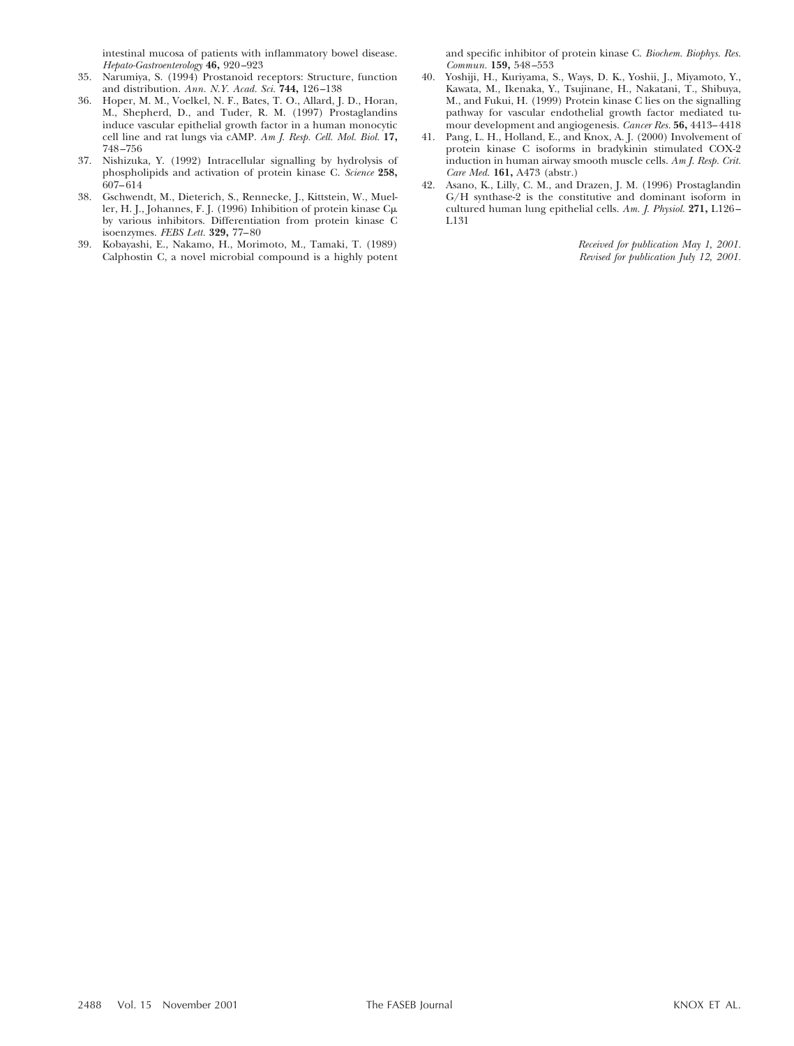intestinal mucosa of patients with inflammatory bowel disease. *Hepato-Gastroenterology* **46,** 920–923

35. Narumiya, S. (1994) Prostanoid receptors: Structure, function and distribution. *Ann. N.Y. Acad. Sci.* **744,** 126–138
36. Hoper, M. M., Voelkel, N. F., Bates, T. O., Allard, J. D., Horan, M., Shepherd, D., and Tuder, R. M. (1997) Prostaglandins induce vascular epithelial growth factor in a human monocytic cell line and rat lungs via cAMP. *Am J. Resp. Cell. Mol. Biol.* **17,** 748–756
37. Nishizuka, Y. (1992) Intracellular signalling by hydrolysis of phospholipids and activation of protein kinase C. *Science* **258,** 607–614
38. Gschwendt, M., Dieterich, S., Rennecke, J., Kittstein, W., Mueller, H. J., Johannes, F. J. (1996) Inhibition of protein kinase Cμ by various inhibitors. Differentiation from protein kinase C isoenzymes. *FEBS Lett.* **329,** 77–80
39. Kobayashi, E., Nakamo, H., Morimoto, M., Tamaki, T. (1989) Calphostin C, a novel microbial compound is a highly potent and specific inhibitor of protein kinase C. *Biochem. Biophys. Res. Commun.* **159,** 548–553
40. Yoshiji, H., Kuriyama, S., Ways, D. K., Yoshii, J., Miyamoto, Y., Kawata, M., Ikenaka, Y., Tsujinane, H., Nakatani, T., Shibuya, M., and Fukui, H. (1999) Protein kinase C lies on the signalling pathway for vascular endothelial growth factor mediated tumour development and angiogenesis. *Cancer Res.* **56,** 4413–4418
41. Pang, L. H., Holland, E., and Knox, A. J. (2000) Involvement of protein kinase C isoforms in bradykinin stimulated COX-2 induction in human airway smooth muscle cells. *Am J. Resp. Crit. Care Med.* **161,** A473 (abstr.)
42. Asano, K., Lilly, C. M., and Drazen, J. M. (1996) Prostaglandin G/H synthase-2 is the constitutive and dominant isoform in cultured human lung epithelial cells. *Am. J. Physiol.* **271,** L126–L131

*Received for publication May 1, 2001.*
*Revised for publication July 12, 2001.*